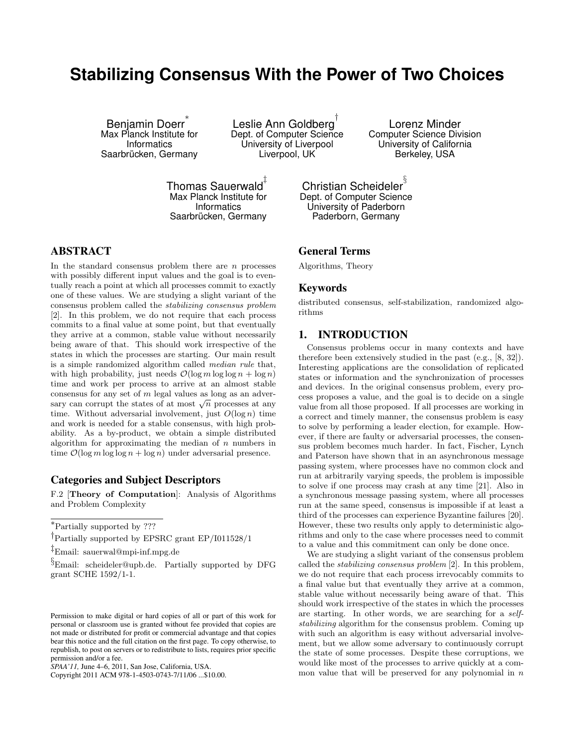# Stabilizing Consensus With the Power of Two Choices

Benjamin Doerr[*]
Max Planck Institute for Informatics
Saarbrücken, Germany

Leslie Ann Goldberg[†]
Dept. of Computer Science
University of Liverpool
Liverpool, UK

Lorenz Minder
Computer Science Division
University of California
Berkeley, USA

Thomas Sauerwald[‡]
Max Planck Institute for Informatics
Saarbrücken, Germany

Christian Scheideler[§]
Dept. of Computer Science
University of Paderborn
Paderborn, Germany

## ABSTRACT

In the standard consensus problem there are $n$ processes with possibly different input values and the goal is to eventually reach a point at which all processes commit to exactly one of these values. We are studying a slight variant of the consensus problem called the *stabilizing consensus problem* [2]. In this problem, we do not require that each process commits to a final value at some point, but that eventually they arrive at a common, stable value without necessarily being aware of that. This should work irrespective of the states in which the processes are starting. Our main result is a simple randomized algorithm called *median rule* that, with high probability, just needs $\mathcal{O}(\log m \log\log n + \log n)$ time and work per process to arrive at an almost stable consensus for any set of $m$ legal values as long as an adversary can corrupt the states of at most $\sqrt{n}$ processes at any time. Without adversarial involvement, just $O(\log n)$ time and work is needed for a stable consensus, with high probability. As a by-product, we obtain a simple distributed algorithm for approximating the median of $n$ numbers in time $\mathcal{O}(\log m \log\log n + \log n)$ under adversarial presence.

### Categories and Subject Descriptors

F.2 [**Theory of Computation**]: Analysis of Algorithms and Problem Complexity

### General Terms

Algorithms, Theory

### Keywords

distributed consensus, self-stabilization, randomized algorithms

## 1. INTRODUCTION

Consensus problems occur in many contexts and have therefore been extensively studied in the past (e.g., [8, 32]). Interesting applications are the consolidation of replicated states or information and the synchronization of processes and devices. In the original consensus problem, every process proposes a value, and the goal is to decide on a single value from all those proposed. If all processes are working in a correct and timely manner, the consensus problem is easy to solve by performing a leader election, for example. However, if there are faulty or adversarial processes, the consensus problem becomes much harder. In fact, Fischer, Lynch and Paterson have shown that in an asynchronous message passing system, where processes have no common clock and run at arbitrarily varying speeds, the problem is impossible to solve if one process may crash at any time [21]. Also in a synchronous message passing system, where all processes run at the same speed, consensus is impossible if at least a third of the processes can experience Byzantine failures [20]. However, these two results only apply to deterministic algorithms and only to the case where processes need to commit to a value and this commitment can only be done once.

We are studying a slight variant of the consensus problem called the *stabilizing consensus problem* [2]. In this problem, we do not require that each process irrevocably commits to a final value but that eventually they arrive at a common, stable value without necessarily being aware of that. This should work irrespective of the states in which the processes are starting. In other words, we are searching for a *self-stabilizing* algorithm for the consensus problem. Coming up with such an algorithm is easy without adversarial involvement, but we allow some adversary to continuously corrupt the state of some processes. Despite these corruptions, we would like most of the processes to arrive quickly at a common value that will be preserved for any polynomial in $n$

[*]Partially supported by ???

[†]Partially supported by EPSRC grant EP/I011528/1

[‡]Email: sauerwal@mpi-inf.mpg.de

[§]Email: scheideler@upb.de. Partially supported by DFG grant SCHE 1592/1-1.

Permission to make digital or hard copies of all or part of this work for personal or classroom use is granted without fee provided that copies are not made or distributed for profit or commercial advantage and that copies bear this notice and the full citation on the first page. To copy otherwise, to republish, to post on servers or to redistribute to lists, requires prior specific permission and/or a fee.
*SPAA'11,* June 4–6, 2011, San Jose, California, USA.
Copyright 2011 ACM 978-1-4503-0743-7/11/06 ...$10.00.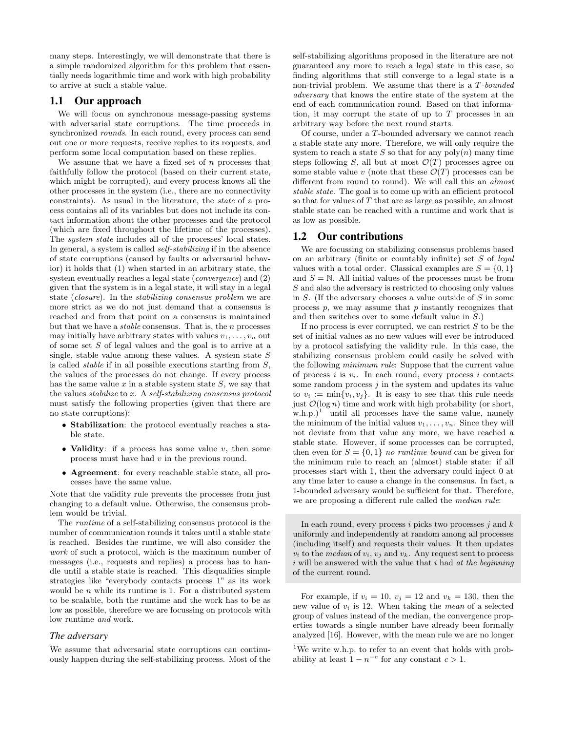many steps. Interestingly, we will demonstrate that there is a simple randomized algorithm for this problem that essentially needs logarithmic time and work with high probability to arrive at such a stable value.

## 1.1 Our approach

We will focus on synchronous message-passing systems with adversarial state corruptions. The time proceeds in synchronized *rounds*. In each round, every process can send out one or more requests, receive replies to its requests, and perform some local computation based on these replies.

We assume that we have a fixed set of $n$ processes that faithfully follow the protocol (based on their current state, which might be corrupted), and every process knows all the other processes in the system (i.e., there are no connectivity constraints). As usual in the literature, the *state* of a process contains all of its variables but does not include its contact information about the other processes and the protocol (which are fixed throughout the lifetime of the processes). The *system state* includes all of the processes' local states. In general, a system is called *self-stabilizing* if in the absence of state corruptions (caused by faults or adversarial behavior) it holds that (1) when started in an arbitrary state, the system eventually reaches a legal state (*convergence*) and (2) given that the system is in a legal state, it will stay in a legal state (*closure*). In the *stabilizing consensus problem* we are more strict as we do not just demand that a consensus is reached and from that point on a consensus is maintained but that we have a *stable* consensus. That is, the $n$ processes may initially have arbitrary states with values $v_1, \ldots, v_n$ out of some set $S$ of legal values and the goal is to arrive at a single, stable value among these values. A system state $S$ is called *stable* if in all possible executions starting from $S$, the values of the processes do not change. If every process has the same value $x$ in a stable system state $S$, we say that the values *stabilize* to $x$. A *self-stabilizing consensus protocol* must satisfy the following properties (given that there are no state corruptions):

- **Stabilization**: the protocol eventually reaches a stable state.
- **Validity**: if a process has some value $v$, then some process must have had $v$ in the previous round.
- **Agreement**: for every reachable stable state, all processes have the same value.

Note that the validity rule prevents the processes from just changing to a default value. Otherwise, the consensus problem would be trivial.

The *runtime* of a self-stabilizing consensus protocol is the number of communication rounds it takes until a stable state is reached. Besides the runtime, we will also consider the *work* of such a protocol, which is the maximum number of messages (i.e., requests and replies) a process has to handle until a stable state is reached. This disqualifies simple strategies like "everybody contacts process 1" as its work would be $n$ while its runtime is 1. For a distributed system to be scalable, both the runtime and the work has to be as low as possible, therefore we are focussing on protocols with low runtime *and* work.

### *The adversary*

We assume that adversarial state corruptions can continuously happen during the self-stabilizing process. Most of the self-stabilizing algorithms proposed in the literature are not guaranteed any more to reach a legal state in this case, so finding algorithms that still converge to a legal state is a non-trivial problem. We assume that there is a $T$-*bounded adversary* that knows the entire state of the system at the end of each communication round. Based on that information, it may corrupt the state of up to $T$ processes in an arbitrary way before the next round starts.

Of course, under a $T$-bounded adversary we cannot reach a stable state any more. Therefore, we will only require the system to reach a state $S$ so that for any poly$(n)$ many time steps following $S$, all but at most $\mathcal{O}(T)$ processes agree on some stable value $v$ (note that these $\mathcal{O}(T)$ processes can be different from round to round). We will call this an *almost stable state*. The goal is to come up with an efficient protocol so that for values of $T$ that are as large as possible, an almost stable state can be reached with a runtime and work that is as low as possible.

## 1.2 Our contributions

We are focussing on stabilizing consensus problems based on an arbitrary (finite or countably infinite) set $S$ of *legal* values with a total order. Classical examples are $S = \{0, 1\}$ and $S = \mathbb{N}$. All initial values of the processes must be from $S$ and also the adversary is restricted to choosing only values in $S$. (If the adversary chooses a value outside of $S$ in some process $p$, we may assume that $p$ instantly recognizes that and then switches over to some default value in $S$.)

If no process is ever corrupted, we can restrict $S$ to be the set of initial values as no new values will ever be introduced by a protocol satisfying the validity rule. In this case, the stabilizing consensus problem could easily be solved with the following *minimum rule*: Suppose that the current value of process $i$ is $v_i$. In each round, every process $i$ contacts some random process $j$ in the system and updates its value to $v_i := \min\{v_i, v_j\}$. It is easy to see that this rule needs just $\mathcal{O}(\log n)$ time and work with high probability (or short, w.h.p.)[1] until all processes have the same value, namely the minimum of the initial values $v_1, \ldots, v_n$. Since they will not deviate from that value any more, we have reached a stable state. However, if some processes can be corrupted, then even for $S = \{0, 1\}$ *no runtime bound* can be given for the minimum rule to reach an (almost) stable state: if all processes start with 1, then the adversary could inject 0 at any time later to cause a change in the consensus. In fact, a 1-bounded adversary would be sufficient for that. Therefore, we are proposing a different rule called the *median rule*:

> In each round, every process $i$ picks two processes $j$ and $k$ uniformly and independently at random among all processes (including itself) and requests their values. It then updates $v_i$ to the *median* of $v_i$, $v_j$ and $v_k$. Any request sent to process $i$ will be answered with the value that $i$ had *at the beginning* of the current round.

For example, if $v_i = 10$, $v_j = 12$ and $v_k = 130$, then the new value of $v_i$ is 12. When taking the *mean* of a selected group of values instead of the median, the convergence properties towards a single number have already been formally analyzed [16]. However, with the mean rule we are no longer

[1]We write w.h.p. to refer to an event that holds with probability at least $1 - n^{-c}$ for any constant $c > 1$.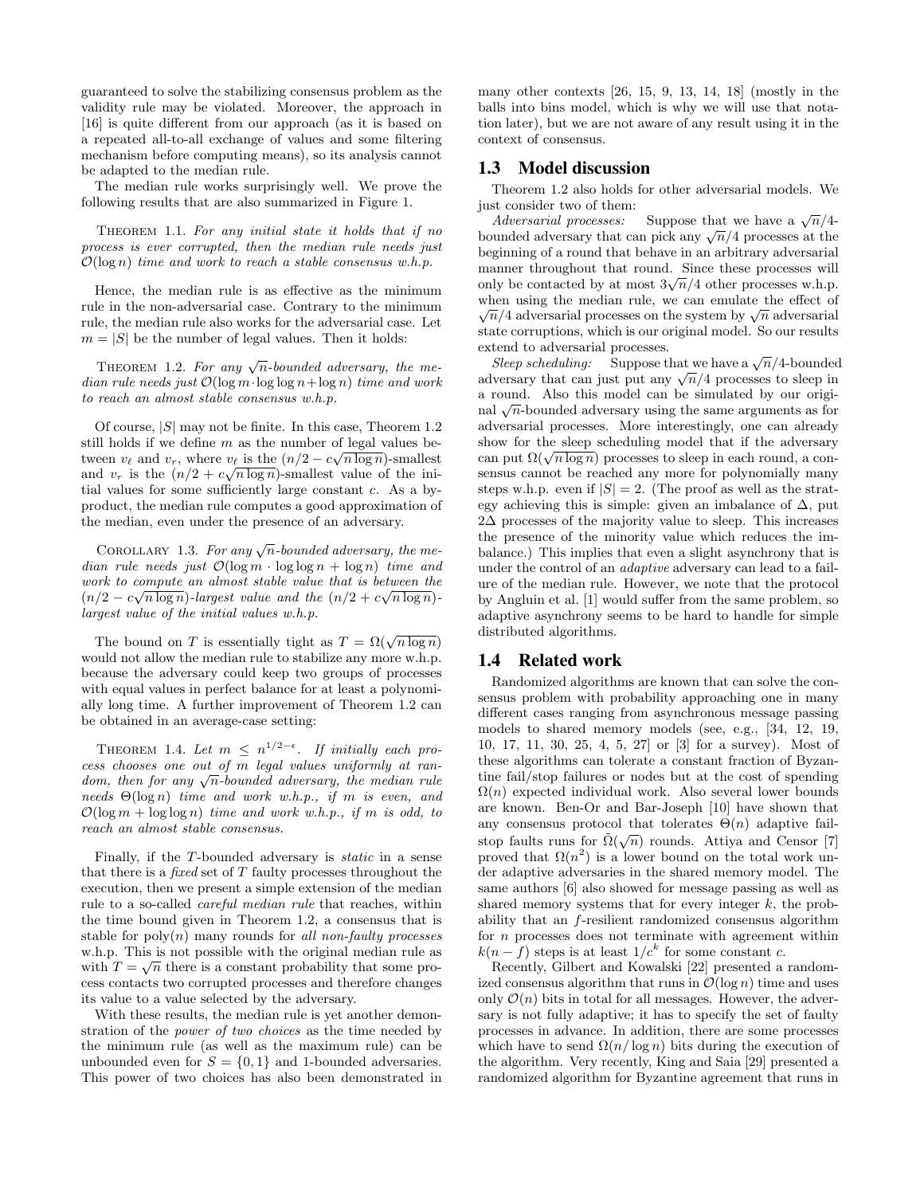guaranteed to solve the stabilizing consensus problem as the validity rule may be violated. Moreover, the approach in [16] is quite different from our approach (as it is based on a repeated all-to-all exchange of values and some filtering mechanism before computing means), so its analysis cannot be adapted to the median rule.

The median rule works surprisingly well. We prove the following results that are also summarized in Figure 1.

THEOREM 1.1. *For any initial state it holds that if no process is ever corrupted, then the median rule needs just $\mathcal{O}(\log n)$ time and work to reach a stable consensus w.h.p.*

Hence, the median rule is as effective as the minimum rule in the non-adversarial case. Contrary to the minimum rule, the median rule also works for the adversarial case. Let $m = |S|$ be the number of legal values. Then it holds:

THEOREM 1.2. *For any $\sqrt{n}$-bounded adversary, the median rule needs just $\mathcal{O}(\log m \cdot \log\log n + \log n)$ time and work to reach an almost stable consensus w.h.p.*

Of course, $|S|$ may not be finite. In this case, Theorem 1.2 still holds if we define $m$ as the number of legal values between $v_\ell$ and $v_r$, where $v_\ell$ is the $(n/2 - c\sqrt{n \log n})$-smallest and $v_r$ is the $(n/2 + c\sqrt{n \log n})$-smallest value of the initial values for some sufficiently large constant $c$. As a by-product, the median rule computes a good approximation of the median, even under the presence of an adversary.

COROLLARY 1.3. *For any $\sqrt{n}$-bounded adversary, the median rule needs just $\mathcal{O}(\log m \cdot \log\log n + \log n)$ time and work to compute an almost stable value that is between the $(n/2 - c\sqrt{n \log n})$-largest value and the $(n/2 + c\sqrt{n \log n})$-largest value of the initial values w.h.p.*

The bound on $T$ is essentially tight as $T = \Omega(\sqrt{n \log n})$ would not allow the median rule to stabilize any more w.h.p. because the adversary could keep two groups of processes with equal values in perfect balance for at least a polynomially long time. A further improvement of Theorem 1.2 can be obtained in an average-case setting:

THEOREM 1.4. *Let $m \leq n^{1/2-\epsilon}$. If initially each process chooses one out of $m$ legal values uniformly at random, then for any $\sqrt{n}$-bounded adversary, the median rule needs $\Theta(\log n)$ time and work w.h.p., if $m$ is even, and $\mathcal{O}(\log m + \log\log n)$ time and work w.h.p., if $m$ is odd, to reach an almost stable consensus.*

Finally, if the $T$-bounded adversary is *static* in a sense that there is a *fixed* set of $T$ faulty processes throughout the execution, then we present a simple extension of the median rule to a so-called *careful median rule* that reaches, within the time bound given in Theorem 1.2, a consensus that is stable for poly$(n)$ many rounds for *all non-faulty processes* w.h.p. This is not possible with the original median rule as with $T = \sqrt{n}$ there is a constant probability that some process contacts two corrupted processes and therefore changes its value to a value selected by the adversary.

With these results, the median rule is yet another demonstration of the *power of two choices* as the time needed by the minimum rule (as well as the maximum rule) can be unbounded even for $S = \{0, 1\}$ and 1-bounded adversaries. This power of two choices has also been demonstrated in many other contexts [26, 15, 9, 13, 14, 18] (mostly in the balls into bins model, which is why we will use that notation later), but we are not aware of any result using it in the context of consensus.

## 1.3 Model discussion

Theorem 1.2 also holds for other adversarial models. We just consider two of them:

*Adversarial processes:* Suppose that we have a $\sqrt{n}/4$-bounded adversary that can pick any $\sqrt{n}/4$ processes at the beginning of a round that behave in an arbitrary adversarial manner throughout that round. Since these processes will only be contacted by at most $3\sqrt{n}/4$ other processes w.h.p. when using the median rule, we can emulate the effect of $\sqrt{n}/4$ adversarial processes on the system by $\sqrt{n}$ adversarial state corruptions, which is our original model. So our results extend to adversarial processes.

*Sleep scheduling:* Suppose that we have a $\sqrt{n}/4$-bounded adversary that can just put any $\sqrt{n}/4$ processes to sleep in a round. Also this model can be simulated by our original $\sqrt{n}$-bounded adversary using the same arguments as for adversarial processes. More interestingly, one can already show for the sleep scheduling model that if the adversary can put $\Omega(\sqrt{n \log n})$ processes to sleep in each round, a consensus cannot be reached any more for polynomially many steps w.h.p. even if $|S| = 2$. (The proof as well as the strategy achieving this is simple: given an imbalance of $\Delta$, put $2\Delta$ processes of the majority value to sleep. This increases the presence of the minority value which reduces the imbalance.) This implies that even a slight asynchrony that is under the control of an *adaptive* adversary can lead to a failure of the median rule. However, we note that the protocol by Angluin et al. [1] would suffer from the same problem, so adaptive asynchrony seems to be hard to handle for simple distributed algorithms.

## 1.4 Related work

Randomized algorithms are known that can solve the consensus problem with probability approaching one in many different cases ranging from asynchronous message passing models to shared memory models (see, e.g., [34, 12, 19, 10, 17, 11, 30, 25, 4, 5, 27] or [3] for a survey). Most of these algorithms can tolerate a constant fraction of Byzantine fail/stop failures or nodes but at the cost of spending $\Omega(n)$ expected individual work. Also several lower bounds are known. Ben-Or and Bar-Joseph [10] have shown that any consensus protocol that tolerates $\Theta(n)$ adaptive fail-stop faults runs for $\tilde{\Omega}(\sqrt{n})$ rounds. Attiya and Censor [7] proved that $\Omega(n^2)$ is a lower bound on the total work under adaptive adversaries in the shared memory model. The same authors [6] also showed for message passing as well as shared memory systems that for every integer $k$, the probability that an $f$-resilient randomized consensus algorithm for $n$ processes does not terminate with agreement within $k(n - f)$ steps is at least $1/c^k$ for some constant $c$.

Recently, Gilbert and Kowalski [22] presented a randomized consensus algorithm that runs in $\mathcal{O}(\log n)$ time and uses only $\mathcal{O}(n)$ bits in total for all messages. However, the adversary is not fully adaptive; it has to specify the set of faulty processes in advance. In addition, there are some processes which have to send $\Omega(n/\log n)$ bits during the execution of the algorithm. Very recently, King and Saia [29] presented a randomized algorithm for Byzantine agreement that runs in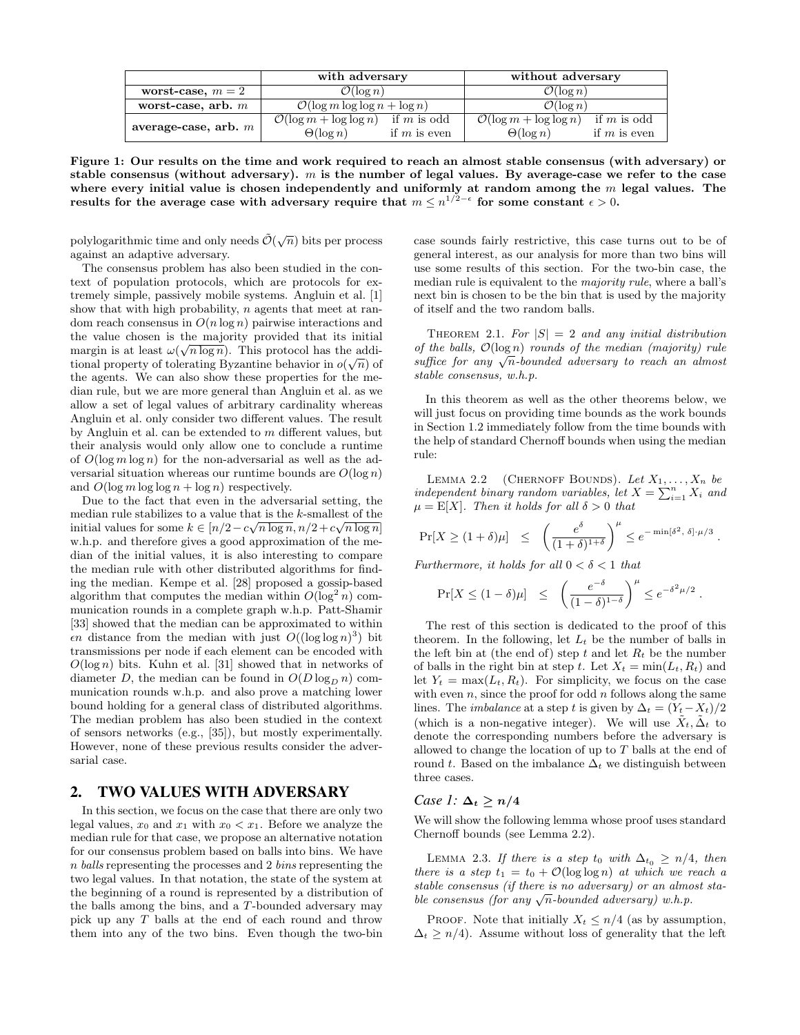| | with adversary | | without adversary | |
|---|---|---|---|---|
| **worst-case, $m = 2$** | $\mathcal{O}(\log n)$ | | $\mathcal{O}(\log n)$ | |
| **worst-case, arb. $m$** | $\mathcal{O}(\log m \log \log n + \log n)$ | | $\mathcal{O}(\log n)$ | |
| **average-case, arb. $m$** | $\mathcal{O}(\log m + \log \log n)$ | if $m$ is odd | $\mathcal{O}(\log m + \log \log n)$ | if $m$ is odd |
| | $\Theta(\log n)$ | if $m$ is even | $\Theta(\log n)$ | if $m$ is even |

**Figure 1: Our results on the time and work required to reach an almost stable consensus (with adversary) or stable consensus (without adversary). $m$ is the number of legal values. By average-case we refer to the case where every initial value is chosen independently and uniformly at random among the $m$ legal values. The results for the average case with adversary require that $m \leq n^{1/2-\epsilon}$ for some constant $\epsilon > 0$.**

polylogarithmic time and only needs $\tilde{\mathcal{O}}(\sqrt{n})$ bits per process against an adaptive adversary.

The consensus problem has also been studied in the context of population protocols, which are protocols for extremely simple, passively mobile systems. Angluin et al. [1] show that with high probability, $n$ agents that meet at random reach consensus in $O(n \log n)$ pairwise interactions and the value chosen is the majority provided that its initial margin is at least $\omega(\sqrt{n \log n})$. This protocol has the additional property of tolerating Byzantine behavior in $o(\sqrt{n})$ of the agents. We can also show these properties for the median rule, but we are more general than Angluin et al. as we allow a set of legal values of arbitrary cardinality whereas Angluin et al. only consider two different values. The result by Angluin et al. can be extended to $m$ different values, but their analysis would only allow one to conclude a runtime of $O(\log m \log n)$ for the non-adversarial as well as the adversarial situation whereas our runtime bounds are $O(\log n)$ and $O(\log m \log \log n + \log n)$ respectively.

Due to the fact that even in the adversarial setting, the median rule stabilizes to a value that is the $k$-smallest of the initial values for some $k \in [n/2 - c\sqrt{n \log n}, n/2 + c\sqrt{n \log n}]$ w.h.p. and therefore gives a good approximation of the median of the initial values, it is also interesting to compare the median rule with other distributed algorithms for finding the median. Kempe et al. [28] proposed a gossip-based algorithm that computes the median within $O(\log^2 n)$ communication rounds in a complete graph w.h.p. Patt-Shamir [33] showed that the median can be approximated to within $\epsilon n$ distance from the median with just $O((\log \log n)^3)$ bit transmissions per node if each element can be encoded with $O(\log n)$ bits. Kuhn et al. [31] showed that in networks of diameter $D$, the median can be found in $O(D \log_D n)$ communication rounds w.h.p. and also prove a matching lower bound holding for a general class of distributed algorithms. The median problem has also been studied in the context of sensors networks (e.g., [35]), but mostly experimentally. However, none of these previous results consider the adversarial case.

## 2. TWO VALUES WITH ADVERSARY

In this section, we focus on the case that there are only two legal values, $x_0$ and $x_1$ with $x_0 < x_1$. Before we analyze the median rule for that case, we propose an alternative notation for our consensus problem based on balls into bins. We have $n$ *balls* representing the processes and 2 *bins* representing the two legal values. In that notation, the state of the system at the beginning of a round is represented by a distribution of the balls among the bins, and a $T$-bounded adversary may pick up any $T$ balls at the end of each round and throw them into any of the two bins. Even though the two-bin case sounds fairly restrictive, this case turns out to be of general interest, as our analysis for more than two bins will use some results of this section. For the two-bin case, the median rule is equivalent to the *majority rule*, where a ball's next bin is chosen to be the bin that is used by the majority of itself and the two random balls.

THEOREM 2.1. *For $|S| = 2$ and any initial distribution of the balls, $\mathcal{O}(\log n)$ rounds of the median (majority) rule suffice for any $\sqrt{n}$-bounded adversary to reach an almost stable consensus, w.h.p.*

In this theorem as well as the other theorems below, we will just focus on providing time bounds as the work bounds in Section 1.2 immediately follow from the time bounds with the help of standard Chernoff bounds when using the median rule:

LEMMA 2.2 (CHERNOFF BOUNDS). *Let $X_1, \ldots, X_n$ be independent binary random variables, let $X = \sum_{i=1}^{n} X_i$ and $\mu = \mathrm{E}[X]$. Then it holds for all $\delta > 0$ that*

$$\Pr[X \geq (1+\delta)\mu] \;\leq\; \left(\frac{e^{\delta}}{(1+\delta)^{1+\delta}}\right)^{\mu} \leq e^{-\min[\delta^2,\, \delta]\cdot\mu/3} .$$

*Furthermore, it holds for all $0 < \delta < 1$ that*

$$\Pr[X \leq (1-\delta)\mu] \;\leq\; \left(\frac{e^{-\delta}}{(1-\delta)^{1-\delta}}\right)^{\mu} \leq e^{-\delta^2\mu/2} .$$

The rest of this section is dedicated to the proof of this theorem. In the following, let $L_t$ be the number of balls in the left bin at (the end of) step $t$ and let $R_t$ be the number of balls in the right bin at step $t$. Let $X_t = \min(L_t, R_t)$ and let $Y_t = \max(L_t, R_t)$. For simplicity, we focus on the case with even $n$, since the proof for odd $n$ follows along the same lines. The *imbalance* at a step $t$ is given by $\Delta_t = (Y_t - X_t)/2$ (which is a non-negative integer). We will use $\tilde{X}_t, \tilde{\Delta}_t$ to denote the corresponding numbers before the adversary is allowed to change the location of up to $T$ balls at the end of round $t$. Based on the imbalance $\Delta_t$ we distinguish between three cases.

### *Case 1: $\Delta_t \geq n/4$*

We will show the following lemma whose proof uses standard Chernoff bounds (see Lemma 2.2).

LEMMA 2.3. *If there is a step $t_0$ with $\Delta_{t_0} \geq n/4$, then there is a step $t_1 = t_0 + \mathcal{O}(\log \log n)$ at which we reach a stable consensus (if there is no adversary) or an almost stable consensus (for any $\sqrt{n}$-bounded adversary) w.h.p.*

PROOF. Note that initially $X_t \leq n/4$ (as by assumption, $\Delta_t \geq n/4$). Assume without loss of generality that the left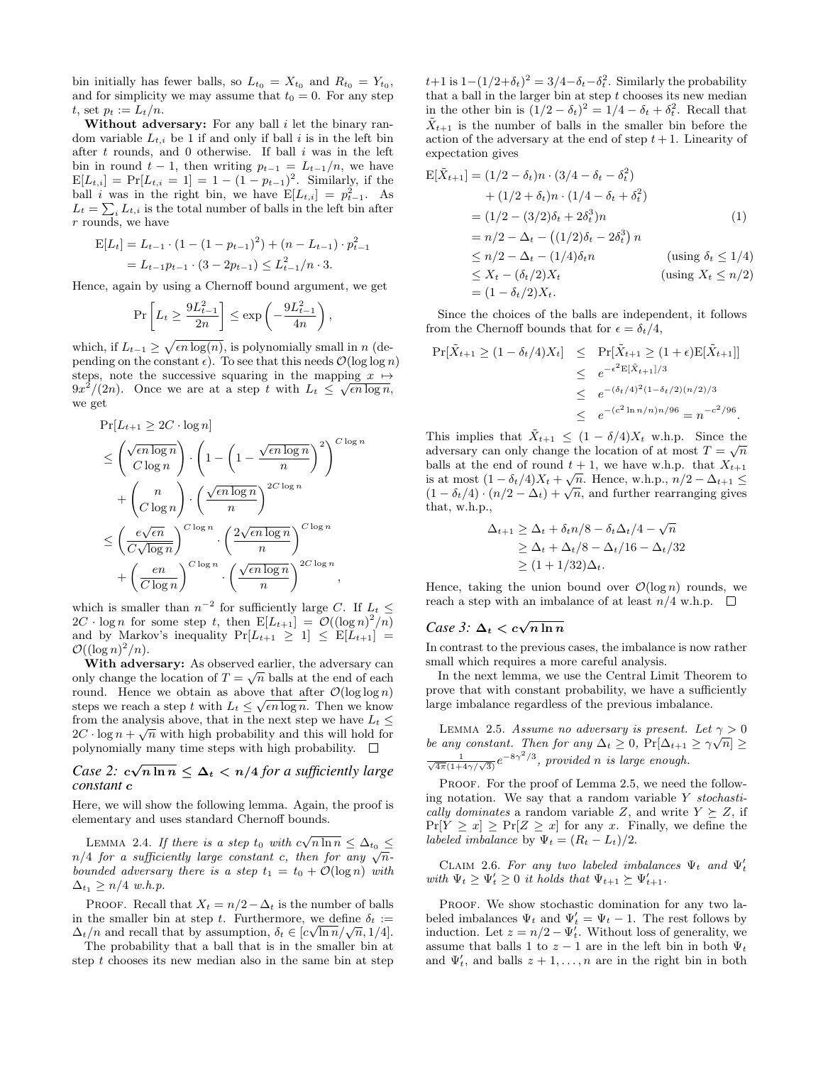bin initially has fewer balls, so $L_{t_0} = X_{t_0}$ and $R_{t_0} = Y_{t_0}$, and for simplicity we may assume that $t_0 = 0$. For any step $t$, set $p_t := L_t/n$.

**Without adversary:** For any ball $i$ let the binary random variable $L_{t,i}$ be 1 if and only if ball $i$ is in the left bin after $t$ rounds, and 0 otherwise. If ball $i$ was in the left bin in round $t-1$, then writing $p_{t-1} = L_{t-1}/n$, we have $\mathrm{E}[L_{t,i}] = \Pr[L_{t,i} = 1] = 1 - (1 - p_{t-1})^2$. Similarly, if the ball $i$ was in the right bin, we have $\mathrm{E}[L_{t,i}] = p_{t-1}^2$. As $L_t = \sum_i L_{t,i}$ is the total number of balls in the left bin after $r$ rounds, we have

$$\begin{aligned}\mathrm{E}[L_t] &= L_{t-1} \cdot (1 - (1 - p_{t-1})^2) + (n - L_{t-1}) \cdot p_{t-1}^2 \\ &= L_{t-1}p_{t-1} \cdot (3 - 2p_{t-1}) \le L_{t-1}^2/n \cdot 3.\end{aligned}$$

Hence, again by using a Chernoff bound argument, we get

$$\Pr\left[L_t \ge \frac{9L_{t-1}^2}{2n}\right] \le \exp\left(-\frac{9L_{t-1}^2}{4n}\right),$$

which, if $L_{t-1} \ge \sqrt{\epsilon n \log(n)}$, is polynomially small in $n$ (depending on the constant $\epsilon$). To see that this needs $\mathcal{O}(\log \log n)$ steps, note the successive squaring in the mapping $x \mapsto 9x^2/(2n)$. Once we are at a step $t$ with $L_t \le \sqrt{\epsilon n \log n}$, we get

$$\begin{aligned}&\Pr[L_{t+1} \ge 2C \cdot \log n] \\ &\le \binom{\sqrt{\epsilon n \log n}}{C \log n} \cdot \left(1 - \left(1 - \frac{\sqrt{\epsilon n \log n}}{n}\right)^2\right)^{C \log n} \\ &\quad + \binom{n}{C \log n} \cdot \left(\frac{\sqrt{\epsilon n \log n}}{n}\right)^{2C \log n} \\ &\le \left(\frac{e\sqrt{\epsilon n}}{C\sqrt{\log n}}\right)^{C \log n} \cdot \left(\frac{2\sqrt{\epsilon n \log n}}{n}\right)^{C \log n} \\ &\quad + \left(\frac{en}{C \log n}\right)^{C \log n} \cdot \left(\frac{\sqrt{\epsilon n \log n}}{n}\right)^{2C \log n},\end{aligned}$$

which is smaller than $n^{-2}$ for sufficiently large $C$. If $L_t \le 2C \cdot \log n$ for some step $t$, then $\mathrm{E}[L_{t+1}] = \mathcal{O}((\log n)^2/n)$ and by Markov's inequality $\Pr[L_{t+1} \ge 1] \le \mathrm{E}[L_{t+1}] = \mathcal{O}((\log n)^2/n)$.

**With adversary:** As observed earlier, the adversary can only change the location of $T = \sqrt{n}$ balls at the end of each round. Hence we obtain as above that after $\mathcal{O}(\log \log n)$ steps we reach a step $t$ with $L_t \le \sqrt{\epsilon n \log n}$. Then we know from the analysis above, that in the next step we have $L_t \le 2C \cdot \log n + \sqrt{n}$ with high probability and this will hold for polynomially many time steps with high probability. $\square$

### *Case 2: $c\sqrt{n \ln n} \le \Delta_t < n/4$ for a sufficiently large constant $c$*

Here, we will show the following lemma. Again, the proof is elementary and uses standard Chernoff bounds.

LEMMA 2.4. *If there is a step $t_0$ with $c\sqrt{n \ln n} \le \Delta_{t_0} \le n/4$ for a sufficiently large constant $c$, then for any $\sqrt{n}$-bounded adversary there is a step $t_1 = t_0 + \mathcal{O}(\log n)$ with $\Delta_{t_1} \ge n/4$ w.h.p.*

PROOF. Recall that $X_t = n/2 - \Delta_t$ is the number of balls in the smaller bin at step $t$. Furthermore, we define $\delta_t := \Delta_t/n$ and recall that by assumption, $\delta_t \in [c\sqrt{\ln n}/\sqrt{n}, 1/4]$.

The probability that a ball that is in the smaller bin at step $t$ chooses its new median also in the same bin at step $t+1$ is $1 - (1/2 + \delta_t)^2 = 3/4 - \delta_t - \delta_t^2$. Similarly the probability that a ball in the larger bin at step $t$ chooses its new median in the other bin is $(1/2 - \delta_t)^2 = 1/4 - \delta_t + \delta_t^2$. Recall that $\tilde{X}_{t+1}$ is the number of balls in the smaller bin before the action of the adversary at the end of step $t+1$. Linearity of expectation gives

$$\begin{aligned}\mathrm{E}[\tilde{X}_{t+1}] &= (1/2 - \delta_t)n \cdot (3/4 - \delta_t - \delta_t^2) \\ &\quad + (1/2 + \delta_t)n \cdot (1/4 - \delta_t + \delta_t^2) \\ &= (1/2 - (3/2)\delta_t + 2\delta_t^3)n \qquad (1) \\ &= n/2 - \Delta_t - \left((1/2)\delta_t - 2\delta_t^3\right) n \\ &\le n/2 - \Delta_t - (1/4)\delta_t n \qquad (\text{using } \delta_t \le 1/4) \\ &\le X_t - (\delta_t/2)X_t \qquad (\text{using } X_t \le n/2) \\ &= (1 - \delta_t/2)X_t.\end{aligned}$$

Since the choices of the balls are independent, it follows from the Chernoff bounds that for $\epsilon = \delta_t/4$,

$$\begin{aligned}\Pr[\tilde{X}_{t+1} \ge (1 - \delta_t/4)X_t] &\le \Pr[\tilde{X}_{t+1} \ge (1 + \epsilon)\mathrm{E}[\tilde{X}_{t+1}]] \\ &\le e^{-\epsilon^2 \mathrm{E}[\tilde{X}_{t+1}]/3} \\ &\le e^{-(\delta_t/4)^2(1-\delta_t/2)(n/2)/3} \\ &\le e^{-(c^2 \ln n/n)n/96} = n^{-c^2/96}.\end{aligned}$$

This implies that $\tilde{X}_{t+1} \le (1 - \delta/4)X_t$ w.h.p. Since the adversary can only change the location of at most $T = \sqrt{n}$ balls at the end of round $t+1$, we have w.h.p. that $X_{t+1}$ is at most $(1 - \delta_t/4)X_t + \sqrt{n}$. Hence, w.h.p., $n/2 - \Delta_{t+1} \le (1 - \delta_t/4) \cdot (n/2 - \Delta_t) + \sqrt{n}$, and further rearranging gives that, w.h.p.,

$$\begin{aligned}\Delta_{t+1} &\ge \Delta_t + \delta_t n/8 - \delta_t \Delta_t/4 - \sqrt{n} \\ &\ge \Delta_t + \Delta_t/8 - \Delta_t/16 - \Delta_t/32 \\ &\ge (1 + 1/32)\Delta_t.\end{aligned}$$

Hence, taking the union bound over $\mathcal{O}(\log n)$ rounds, we reach a step with an imbalance of at least $n/4$ w.h.p. $\square$

### *Case 3: $\Delta_t < c\sqrt{n \ln n}$*

In contrast to the previous cases, the imbalance is now rather small which requires a more careful analysis.

In the next lemma, we use the Central Limit Theorem to prove that with constant probability, we have a sufficiently large imbalance regardless of the previous imbalance.

LEMMA 2.5. *Assume no adversary is present. Let $\gamma > 0$ be any constant. Then for any $\Delta_t \ge 0$, $\Pr[\Delta_{t+1} \ge \gamma\sqrt{n}] \ge \frac{1}{\sqrt{4\pi}(1+4\gamma/\sqrt{3})} e^{-8\gamma^2/3}$, provided $n$ is large enough.*

PROOF. For the proof of Lemma 2.5, we need the following notation. We say that a random variable $Y$ *stochastically dominates* a random variable $Z$, and write $Y \succeq Z$, if $\Pr[Y \ge x] \ge \Pr[Z \ge x]$ for any $x$. Finally, we define the *labeled imbalance* by $\Psi_t = (R_t - L_t)/2$.

CLAIM 2.6. *For any two labeled imbalances $\Psi_t$ and $\Psi'_t$ with $\Psi_t \ge \Psi'_t \ge 0$ it holds that $\Psi_{t+1} \succeq \Psi'_{t+1}$.*

PROOF. We show stochastic domination for any two labeled imbalances $\Psi_t$ and $\Psi'_t = \Psi_t - 1$. The rest follows by induction. Let $z = n/2 - \Psi'_t$. Without loss of generality, we assume that balls 1 to $z-1$ are in the left bin in both $\Psi_t$ and $\Psi'_t$, and balls $z+1, \ldots, n$ are in the right bin in both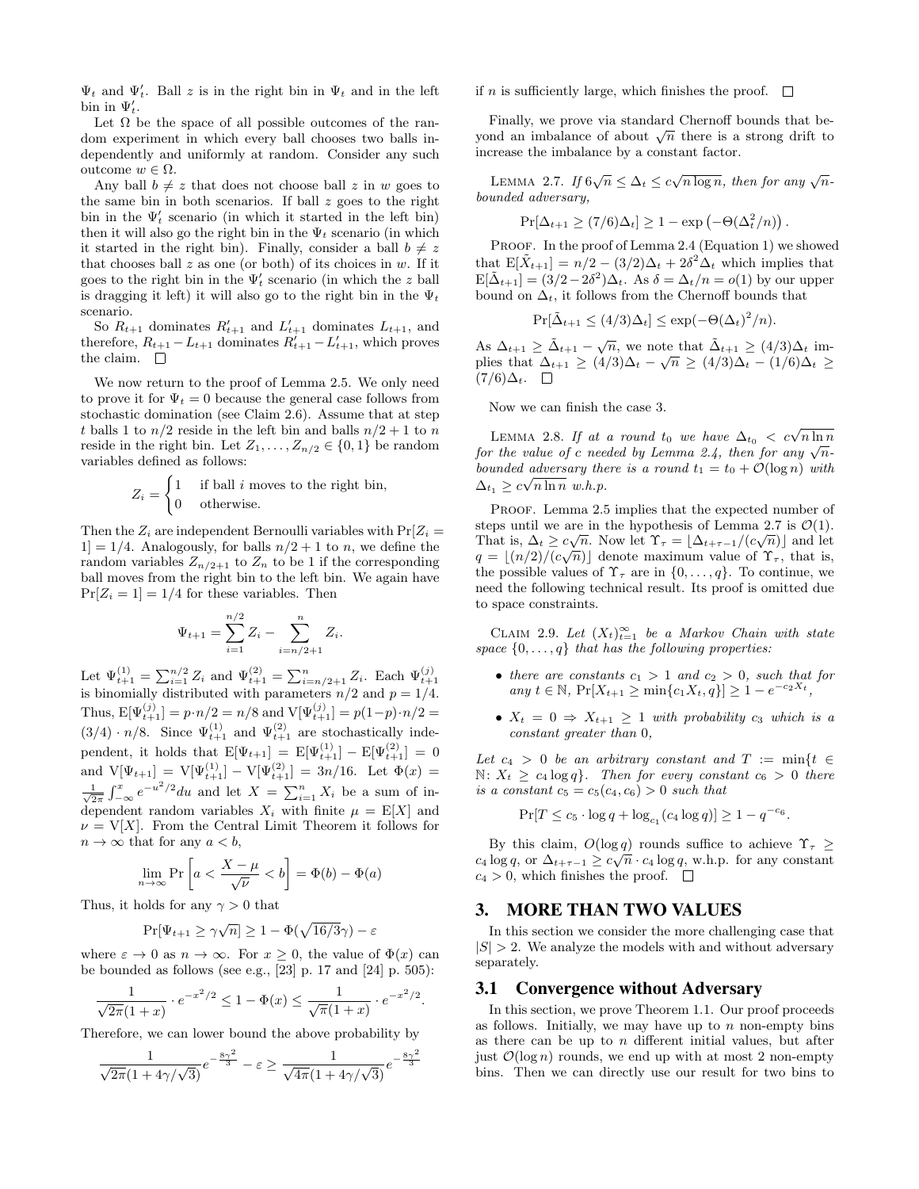$\Psi_t$ and $\Psi'_t$. Ball $z$ is in the right bin in $\Psi_t$ and in the left bin in $\Psi'_t$.

Let $\Omega$ be the space of all possible outcomes of the random experiment in which every ball chooses two balls independently and uniformly at random. Consider any such outcome $w \in \Omega$.

Any ball $b \neq z$ that does not choose ball $z$ in $w$ goes to the same bin in both scenarios. If ball $z$ goes to the right bin in the $\Psi'_t$ scenario (in which it started in the left bin) then it will also go the right bin in the $\Psi_t$ scenario (in which it started in the right bin). Finally, consider a ball $b \neq z$ that chooses ball $z$ as one (or both) of its choices in $w$. If it goes to the right bin in the $\Psi'_t$ scenario (in which the $z$ ball is dragging it left) it will also go to the right bin in the $\Psi_t$ scenario.

So $R_{t+1}$ dominates $R'_{t+1}$ and $L'_{t+1}$ dominates $L_{t+1}$, and therefore, $R_{t+1} - L_{t+1}$ dominates $R'_{t+1} - L'_{t+1}$, which proves the claim. □

We now return to the proof of Lemma 2.5. We only need to prove it for $\Psi_t = 0$ because the general case follows from stochastic domination (see Claim 2.6). Assume that at step $t$ balls 1 to $n/2$ reside in the left bin and balls $n/2+1$ to $n$ reside in the right bin. Let $Z_1, \ldots, Z_{n/2} \in \{0,1\}$ be random variables defined as follows:

$$Z_i = \begin{cases} 1 & \text{if ball } i \text{ moves to the right bin,} \\ 0 & \text{otherwise.} \end{cases}$$

Then the $Z_i$ are independent Bernoulli variables with $\Pr[Z_i = 1] = 1/4$. Analogously, for balls $n/2+1$ to $n$, we define the random variables $Z_{n/2+1}$ to $Z_n$ to be 1 if the corresponding ball moves from the right bin to the left bin. We again have $\Pr[Z_i = 1] = 1/4$ for these variables. Then

$$\Psi_{t+1} = \sum_{i=1}^{n/2} Z_i - \sum_{i=n/2+1}^{n} Z_i.$$

Let $\Psi_{t+1}^{(1)} = \sum_{i=1}^{n/2} Z_i$ and $\Psi_{t+1}^{(2)} = \sum_{i=n/2+1}^{n} Z_i$. Each $\Psi_{t+1}^{(j)}$ is binomially distributed with parameters $n/2$ and $p = 1/4$. Thus, $\mathrm{E}[\Psi_{t+1}^{(j)}] = p \cdot n/2 = n/8$ and $\mathrm{V}[\Psi_{t+1}^{(j)}] = p(1-p) \cdot n/2 = (3/4) \cdot n/8$. Since $\Psi_{t+1}^{(1)}$ and $\Psi_{t+1}^{(2)}$ are stochastically independent, it holds that $\mathrm{E}[\Psi_{t+1}] = \mathrm{E}[\Psi_{t+1}^{(1)}] - \mathrm{E}[\Psi_{t+1}^{(2)}] = 0$ and $\mathrm{V}[\Psi_{t+1}] = \mathrm{V}[\Psi_{t+1}^{(1)}] - \mathrm{V}[\Psi_{t+1}^{(2)}] = 3n/16$. Let $\Phi(x) = \frac{1}{\sqrt{2\pi}} \int_{-\infty}^{x} e^{-u^2/2} du$ and let $X = \sum_{i=1}^{n} X_i$ be a sum of independent random variables $X_i$ with finite $\mu = \mathrm{E}[X]$ and $\nu = \mathrm{V}[X]$. From the Central Limit Theorem it follows for $n \to \infty$ that for any $a < b$,

$$\lim_{n\to\infty} \Pr\left[a < \frac{X - \mu}{\sqrt{\nu}} < b\right] = \Phi(b) - \Phi(a)$$

Thus, it holds for any $\gamma > 0$ that

$$\Pr[\Psi_{t+1} \geq \gamma\sqrt{n}] \geq 1 - \Phi(\sqrt{16/3}\gamma) - \varepsilon$$

where $\varepsilon \to 0$ as $n \to \infty$. For $x \geq 0$, the value of $\Phi(x)$ can be bounded as follows (see e.g., [23] p. 17 and [24] p. 505):

$$\frac{1}{\sqrt{2\pi}(1+x)} \cdot e^{-x^2/2} \leq 1 - \Phi(x) \leq \frac{1}{\sqrt{\pi}(1+x)} \cdot e^{-x^2/2}.$$

Therefore, we can lower bound the above probability by

$$\frac{1}{\sqrt{2\pi}(1+4\gamma/\sqrt{3})} e^{-\frac{8\gamma^2}{3}} - \varepsilon \geq \frac{1}{\sqrt{4\pi}(1+4\gamma/\sqrt{3})} e^{-\frac{8\gamma^2}{3}}$$

if $n$ is sufficiently large, which finishes the proof. □

Finally, we prove via standard Chernoff bounds that beyond an imbalance of about $\sqrt{n}$ there is a strong drift to increase the imbalance by a constant factor.

Lemma 2.7. *If $6\sqrt{n} \leq \Delta_t \leq c\sqrt{n \log n}$, then for any $\sqrt{n}$-bounded adversary,*

$$\Pr[\Delta_{t+1} \geq (7/6)\Delta_t] \geq 1 - \exp\left(-\Theta(\Delta_t^2/n)\right).$$

Proof. In the proof of Lemma 2.4 (Equation 1) we showed that $\mathrm{E}[\tilde{X}_{t+1}] = n/2 - (3/2)\Delta_t + 2\delta^2\Delta_t$ which implies that $\mathrm{E}[\tilde{\Delta}_{t+1}] = (3/2 - 2\delta^2)\Delta_t$. As $\delta = \Delta_t/n = o(1)$ by our upper bound on $\Delta_t$, it follows from the Chernoff bounds that

$$\Pr[\tilde{\Delta}_{t+1} \leq (4/3)\Delta_t] \leq \exp(-\Theta(\Delta_t)^2/n).$$

As $\Delta_{t+1} \geq \tilde{\Delta}_{t+1} - \sqrt{n}$, we note that $\tilde{\Delta}_{t+1} \geq (4/3)\Delta_t$ implies that $\Delta_{t+1} \geq (4/3)\Delta_t - \sqrt{n} \geq (4/3)\Delta_t - (1/6)\Delta_t \geq (7/6)\Delta_t$. □

Now we can finish the case 3.

Lemma 2.8. *If at a round $t_0$ we have $\Delta_{t_0} < c\sqrt{n \ln n}$ for the value of $c$ needed by Lemma 2.4, then for any $\sqrt{n}$-bounded adversary there is a round $t_1 = t_0 + \mathcal{O}(\log n)$ with $\Delta_{t_1} \geq c\sqrt{n \ln n}$ w.h.p.*

Proof. Lemma 2.5 implies that the expected number of steps until we are in the hypothesis of Lemma 2.7 is $\mathcal{O}(1)$. That is, $\Delta_t \geq c\sqrt{n}$. Now let $\Upsilon_\tau = \lfloor \Delta_{t+\tau-1}/(c\sqrt{n}) \rfloor$ and let $q = \lfloor (n/2)/(c\sqrt{n}) \rfloor$ denote maximum value of $\Upsilon_\tau$, that is, the possible values of $\Upsilon_\tau$ are in $\{0, \ldots, q\}$. To continue, we need the following technical result. Its proof is omitted due to space constraints.

Claim 2.9. *Let $(X_t)_{t=1}^{\infty}$ be a Markov Chain with state space $\{0, \ldots, q\}$ that has the following properties:*

- *there are constants $c_1 > 1$ and $c_2 > 0$, such that for any $t \in \mathbb{N}$, $\Pr[X_{t+1} \geq \min\{c_1 X_t, q\}] \geq 1 - e^{-c_2 X_t}$,*
- *$X_t = 0 \Rightarrow X_{t+1} \geq 1$ with probability $c_3$ which is a constant greater than 0,*

*Let $c_4 > 0$ be an arbitrary constant and $T := \min\{t \in \mathbb{N} \colon X_t \geq c_4 \log q\}$. Then for every constant $c_6 > 0$ there is a constant $c_5 = c_5(c_4, c_6) > 0$ such that*

$$\Pr[T \leq c_5 \cdot \log q + \log_{c_1}(c_4 \log q)] \geq 1 - q^{-c_6}.$$

By this claim, $O(\log q)$ rounds suffice to achieve $\Upsilon_\tau \geq c_4 \log q$, or $\Delta_{t+\tau-1} \geq c\sqrt{n} \cdot c_4 \log q$, w.h.p. for any constant $c_4 > 0$, which finishes the proof. □

# 3. MORE THAN TWO VALUES

In this section we consider the more challenging case that $|S| > 2$. We analyze the models with and without adversary separately.

## 3.1 Convergence without Adversary

In this section, we prove Theorem 1.1. Our proof proceeds as follows. Initially, we may have up to $n$ non-empty bins as there can be up to $n$ different initial values, but after just $\mathcal{O}(\log n)$ rounds, we end up with at most 2 non-empty bins. Then we can directly use our result for two bins to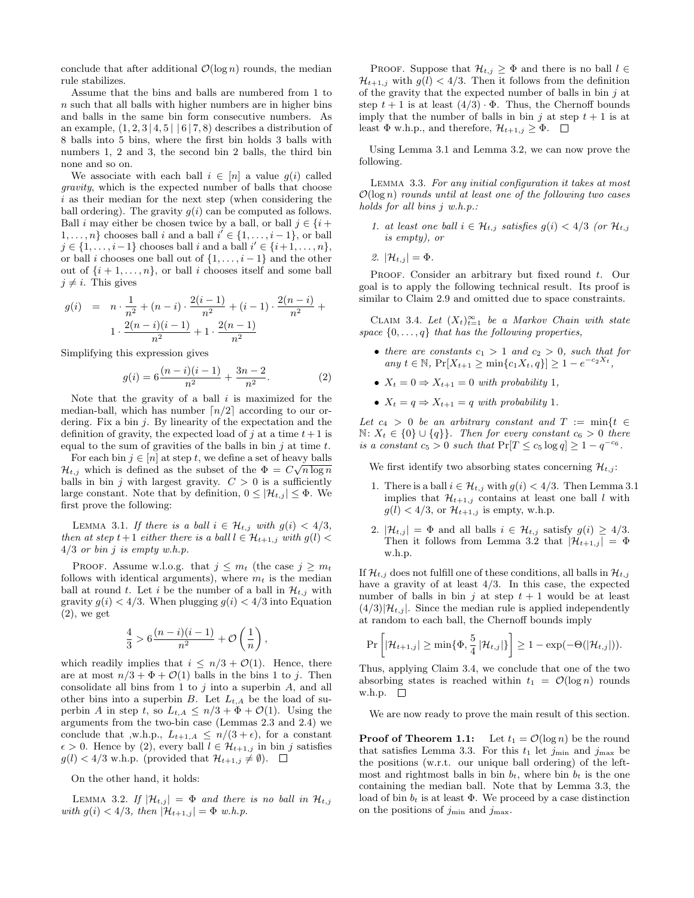conclude that after additional $\mathcal{O}(\log n)$ rounds, the median rule stabilizes.

Assume that the bins and balls are numbered from 1 to $n$ such that all balls with higher numbers are in higher bins and balls in the same bin form consecutive numbers. As an example, $(1, 2, 3 \,|\, 4, 5 \,|\, \,|\, 6 \,|\, 7, 8)$ describes a distribution of 8 balls into 5 bins, where the first bin holds 3 balls with numbers 1, 2 and 3, the second bin 2 balls, the third bin none and so on.

We associate with each ball $i \in [n]$ a value $g(i)$ called *gravity*, which is the expected number of balls that choose $i$ as their median for the next step (when considering the ball ordering). The gravity $g(i)$ can be computed as follows. Ball $i$ may either be chosen twice by a ball, or ball $j \in \{i+1, \ldots, n\}$ chooses ball $i$ and a ball $i' \in \{1, \ldots, i-1\}$, or ball $j \in \{1, \ldots, i-1\}$ chooses ball $i$ and a ball $i' \in \{i+1, \ldots, n\}$, or ball $i$ chooses one ball out of $\{1, \ldots, i-1\}$ and the other out of $\{i+1, \ldots, n\}$, or ball $i$ chooses itself and some ball $j \neq i$. This gives

$$g(i) = n \cdot \frac{1}{n^2} + (n-i) \cdot \frac{2(i-1)}{n^2} + (i-1) \cdot \frac{2(n-i)}{n^2} + 1 \cdot \frac{2(n-i)(i-1)}{n^2} + 1 \cdot \frac{2(n-1)}{n^2}$$

Simplifying this expression gives

$$g(i) = 6\frac{(n-i)(i-1)}{n^2} + \frac{3n-2}{n^2}. \tag{2}$$

Note that the gravity of a ball $i$ is maximized for the median-ball, which has number $\lceil n/2 \rceil$ according to our ordering. Fix a bin $j$. By linearity of the expectation and the definition of gravity, the expected load of $j$ at a time $t+1$ is equal to the sum of gravities of the balls in bin $j$ at time $t$.

For each bin $j \in [n]$ at step $t$, we define a set of heavy balls $\mathcal{H}_{t,j}$ which is defined as the subset of the $\Phi = C\sqrt{n \log n}$ balls in bin $j$ with largest gravity. $C > 0$ is a sufficiently large constant. Note that by definition, $0 \leq |\mathcal{H}_{t,j}| \leq \Phi$. We first prove the following:

Lemma 3.1. *If there is a ball $i \in \mathcal{H}_{t,j}$ with $g(i) < 4/3$, then at step $t+1$ either there is a ball $l \in \mathcal{H}_{t+1,j}$ with $g(l) < 4/3$ or bin $j$ is empty w.h.p.*

Proof. Assume w.l.o.g. that $j \leq m_t$ (the case $j \geq m_t$ follows with identical arguments), where $m_t$ is the median ball at round $t$. Let $i$ be the number of a ball in $\mathcal{H}_{t,j}$ with gravity $g(i) < 4/3$. When plugging $g(i) < 4/3$ into Equation (2), we get

$$\frac{4}{3} > 6\frac{(n-i)(i-1)}{n^2} + \mathcal{O}\left(\frac{1}{n}\right),$$

which readily implies that $i \leq n/3 + \mathcal{O}(1)$. Hence, there are at most $n/3 + \Phi + \mathcal{O}(1)$ balls in the bins 1 to $j$. Then consolidate all bins from 1 to $j$ into a superbin $A$, and all other bins into a superbin $B$. Let $L_{t,A}$ be the load of superbin $A$ in step $t$, so $L_{t,A} \leq n/3 + \Phi + \mathcal{O}(1)$. Using the arguments from the two-bin case (Lemmas 2.3 and 2.4) we conclude that ,w.h.p., $L_{t+1,A} \leq n/(3+\epsilon)$, for a constant $\epsilon > 0$. Hence by (2), every ball $l \in \mathcal{H}_{t+1,j}$ in bin $j$ satisfies $g(l) < 4/3$ w.h.p. (provided that $\mathcal{H}_{t+1,j} \neq \emptyset$). $\square$

On the other hand, it holds:

Lemma 3.2. *If $|\mathcal{H}_{t,j}| = \Phi$ and there is no ball in $\mathcal{H}_{t,j}$ with $g(i) < 4/3$, then $|\mathcal{H}_{t+1,j}| = \Phi$ w.h.p.*

Proof. Suppose that $\mathcal{H}_{t,j} \geq \Phi$ and there is no ball $l \in \mathcal{H}_{t+1,j}$ with $g(l) < 4/3$. Then it follows from the definition of the gravity that the expected number of balls in bin $j$ at step $t+1$ is at least $(4/3) \cdot \Phi$. Thus, the Chernoff bounds imply that the number of balls in bin $j$ at step $t+1$ is at least $\Phi$ w.h.p., and therefore, $\mathcal{H}_{t+1,j} \geq \Phi$. $\square$

Using Lemma 3.1 and Lemma 3.2, we can now prove the following.

Lemma 3.3. *For any initial configuration it takes at most $\mathcal{O}(\log n)$ rounds until at least one of the following two cases holds for all bins $j$ w.h.p.:*

1. *at least one ball $i \in \mathcal{H}_{t,j}$ satisfies $g(i) < 4/3$ (or $\mathcal{H}_{t,j}$ is empty), or*
2. *$|\mathcal{H}_{t,j}| = \Phi$.*

Proof. Consider an arbitrary but fixed round $t$. Our goal is to apply the following technical result. Its proof is similar to Claim 2.9 and omitted due to space constraints.

Claim 3.4. *Let $(X_t)_{t=1}^{\infty}$ be a Markov Chain with state space $\{0, \ldots, q\}$ that has the following properties,*

- *there are constants $c_1 > 1$ and $c_2 > 0$, such that for any $t \in \mathbb{N}$, $\Pr[X_{t+1} \geq \min\{c_1 X_t, q\}] \geq 1 - e^{-c_2 X_t}$,*
- *$X_t = 0 \Rightarrow X_{t+1} = 0$ with probability 1,*
- *$X_t = q \Rightarrow X_{t+1} = q$ with probability 1.*

*Let $c_4 > 0$ be an arbitrary constant and $T := \min\{t \in \mathbb{N} \colon X_t \in \{0\} \cup \{q\}\}$. Then for every constant $c_6 > 0$ there is a constant $c_5 > 0$ such that $\Pr[T \leq c_5 \log q] \geq 1 - q^{-c_6}$.*

We first identify two absorbing states concerning $\mathcal{H}_{t,j}$:

1. There is a ball $i \in \mathcal{H}_{t,j}$ with $g(i) < 4/3$. Then Lemma 3.1 implies that $\mathcal{H}_{t+1,j}$ contains at least one ball $l$ with $g(l) < 4/3$, or $\mathcal{H}_{t+1,j}$ is empty, w.h.p.
2. $|\mathcal{H}_{t,j}| = \Phi$ and all balls $i \in \mathcal{H}_{t,j}$ satisfy $g(i) \geq 4/3$. Then it follows from Lemma 3.2 that $|\mathcal{H}_{t+1,j}| = \Phi$ w.h.p.

If $\mathcal{H}_{t,j}$ does not fulfill one of these conditions, all balls in $\mathcal{H}_{t,j}$ have a gravity of at least $4/3$. In this case, the expected number of balls in bin $j$ at step $t+1$ would be at least $(4/3)|\mathcal{H}_{t,j}|$. Since the median rule is applied independently at random to each ball, the Chernoff bounds imply

$$\Pr\left[|\mathcal{H}_{t+1,j}| \geq \min\{\Phi, \frac{5}{4}|\mathcal{H}_{t,j}|\}\right] \geq 1 - \exp(-\Theta(|\mathcal{H}_{t,j}|)).$$

Thus, applying Claim 3.4, we conclude that one of the two absorbing states is reached within $t_1 = \mathcal{O}(\log n)$ rounds w.h.p. $\square$

We are now ready to prove the main result of this section.

**Proof of Theorem 1.1:** Let $t_1 = \mathcal{O}(\log n)$ be the round that satisfies Lemma 3.3. For this $t_1$ let $j_{\min}$ and $j_{\max}$ be the positions (w.r.t. our unique ball ordering) of the leftmost and rightmost balls in bin $b_t$, where bin $b_t$ is the one containing the median ball. Note that by Lemma 3.3, the load of bin $b_t$ is at least $\Phi$. We proceed by a case distinction on the positions of $j_{\min}$ and $j_{\max}$.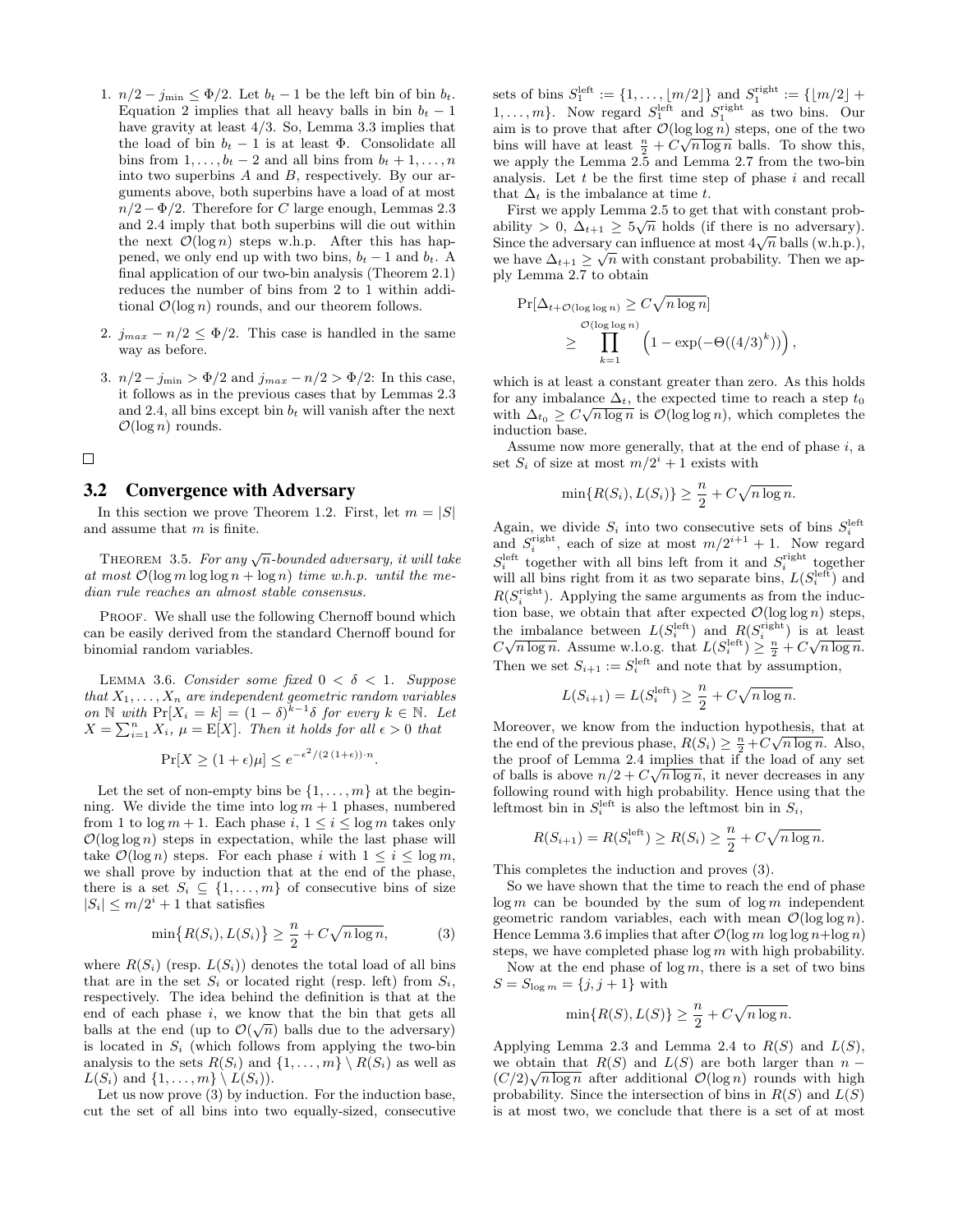1. $n/2 - j_{\min} \leq \Phi/2$. Let $b_t - 1$ be the left bin of bin $b_t$. Equation 2 implies that all heavy balls in bin $b_t - 1$ have gravity at least $4/3$. So, Lemma 3.3 implies that the load of bin $b_t - 1$ is at least $\Phi$. Consolidate all bins from $1, \ldots, b_t - 2$ and all bins from $b_t + 1, \ldots, n$ into two superbins $A$ and $B$, respectively. By our arguments above, both superbins have a load of at most $n/2 - \Phi/2$. Therefore for $C$ large enough, Lemmas 2.3 and 2.4 imply that both superbins will die out within the next $\mathcal{O}(\log n)$ steps w.h.p. After this has happened, we only end up with two bins, $b_t - 1$ and $b_t$. A final application of our two-bin analysis (Theorem 2.1) reduces the number of bins from 2 to 1 within additional $\mathcal{O}(\log n)$ rounds, and our theorem follows.

2. $j_{max} - n/2 \leq \Phi/2$. This case is handled in the same way as before.

3. $n/2 - j_{\min} > \Phi/2$ and $j_{max} - n/2 > \Phi/2$: In this case, it follows as in the previous cases that by Lemmas 2.3 and 2.4, all bins except bin $b_t$ will vanish after the next $\mathcal{O}(\log n)$ rounds.

□

## 3.2 Convergence with Adversary

In this section we prove Theorem 1.2. First, let $m = |S|$ and assume that $m$ is finite.

THEOREM 3.5. *For any $\sqrt{n}$-bounded adversary, it will take at most $\mathcal{O}(\log m \log\log n + \log n)$ time w.h.p. until the median rule reaches an almost stable consensus.*

PROOF. We shall use the following Chernoff bound which can be easily derived from the standard Chernoff bound for binomial random variables.

LEMMA 3.6. *Consider some fixed $0 < \delta < 1$. Suppose that $X_1, \ldots, X_n$ are independent geometric random variables on $\mathbb{N}$ with $\Pr[X_i = k] = (1-\delta)^{k-1}\delta$ for every $k \in \mathbb{N}$. Let $X = \sum_{i=1}^{n} X_i$, $\mu = \mathrm{E}[X]$. Then it holds for all $\epsilon > 0$ that*

$$\Pr[X \geq (1+\epsilon)\mu] \leq e^{-\epsilon^2/(2(1+\epsilon))\cdot n}.$$

Let the set of non-empty bins be $\{1, \ldots, m\}$ at the beginning. We divide the time into $\log m + 1$ phases, numbered from 1 to $\log m + 1$. Each phase $i$, $1 \leq i \leq \log m$ takes only $\mathcal{O}(\log\log n)$ steps in expectation, while the last phase will take $\mathcal{O}(\log n)$ steps. For each phase $i$ with $1 \leq i \leq \log m$, we shall prove by induction that at the end of the phase, there is a set $S_i \subseteq \{1, \ldots, m\}$ of consecutive bins of size $|S_i| \leq m/2^i + 1$ that satisfies

$$\min\{R(S_i), L(S_i)\} \geq \frac{n}{2} + C\sqrt{n \log n}, \tag{3}$$

where $R(S_i)$ (resp. $L(S_i)$) denotes the total load of all bins that are in the set $S_i$ or located right (resp. left) from $S_i$, respectively. The idea behind the definition is that at the end of each phase $i$, we know that the bin that gets all balls at the end (up to $\mathcal{O}(\sqrt{n})$ balls due to the adversary) is located in $S_i$ (which follows from applying the two-bin analysis to the sets $R(S_i)$ and $\{1, \ldots, m\} \setminus R(S_i)$ as well as $L(S_i)$ and $\{1, \ldots, m\} \setminus L(S_i)$).

Let us now prove (3) by induction. For the induction base, cut the set of all bins into two equally-sized, consecutive sets of bins $S_1^{\text{left}} := \{1, \ldots, \lfloor m/2 \rfloor\}$ and $S_1^{\text{right}} := \{\lfloor m/2 \rfloor + 1, \ldots, m\}$. Now regard $S_1^{\text{left}}$ and $S_1^{\text{right}}$ as two bins. Our aim is to prove that after $\mathcal{O}(\log\log n)$ steps, one of the two bins will have at least $\frac{n}{2} + C\sqrt{n \log n}$ balls. To show this, we apply the Lemma 2.5 and Lemma 2.7 from the two-bin analysis. Let $t$ be the first time step of phase $i$ and recall that $\Delta_t$ is the imbalance at time $t$.

First we apply Lemma 2.5 to get that with constant probability $> 0$, $\Delta_{t+1} \geq 5\sqrt{n}$ holds (if there is no adversary). Since the adversary can influence at most $4\sqrt{n}$ balls (w.h.p.), we have $\Delta_{t+1} \geq \sqrt{n}$ with constant probability. Then we apply Lemma 2.7 to obtain

$$\Pr[\Delta_{t+\mathcal{O}(\log\log n)} \geq C\sqrt{n \log n}] \geq \prod_{k=1}^{\mathcal{O}(\log\log n)} \left(1 - \exp(-\Theta((4/3)^k))\right),$$

which is at least a constant greater than zero. As this holds for any imbalance $\Delta_t$, the expected time to reach a step $t_0$ with $\Delta_{t_0} \geq C\sqrt{n \log n}$ is $\mathcal{O}(\log\log n)$, which completes the induction base.

Assume now more generally, that at the end of phase $i$, a set $S_i$ of size at most $m/2^i + 1$ exists with

$$\min\{R(S_i), L(S_i)\} \geq \frac{n}{2} + C\sqrt{n \log n}.$$

Again, we divide $S_i$ into two consecutive sets of bins $S_i^{\text{left}}$ and $S_i^{\text{right}}$, each of size at most $m/2^{i+1} + 1$. Now regard $S_i^{\text{left}}$ together with all bins left from it and $S_i^{\text{right}}$ together will all bins right from it as two separate bins, $L(S_i^{\text{left}})$ and $R(S_i^{\text{right}})$. Applying the same arguments as from the induction base, we obtain that after expected $\mathcal{O}(\log\log n)$ steps, the imbalance between $L(S_i^{\text{left}})$ and $R(S_i^{\text{right}})$ is at least $C\sqrt{n \log n}$. Assume w.l.o.g. that $L(S_i^{\text{left}}) \geq \frac{n}{2} + C\sqrt{n \log n}$. Then we set $S_{i+1} := S_i^{\text{left}}$ and note that by assumption,

$$L(S_{i+1}) = L(S_i^{\text{left}}) \geq \frac{n}{2} + C\sqrt{n \log n}.$$

Moreover, we know from the induction hypothesis, that at the end of the previous phase, $R(S_i) \geq \frac{n}{2} + C\sqrt{n \log n}$. Also, the proof of Lemma 2.4 implies that if the load of any set of balls is above $n/2 + C\sqrt{n \log n}$, it never decreases in any following round with high probability. Hence using that the leftmost bin in $S_i^{\text{left}}$ is also the leftmost bin in $S_i$,

$$R(S_{i+1}) = R(S_i^{\text{left}}) \geq R(S_i) \geq \frac{n}{2} + C\sqrt{n \log n}.$$

This completes the induction and proves (3).

So we have shown that the time to reach the end of phase $\log m$ can be bounded by the sum of $\log m$ independent geometric random variables, each with mean $\mathcal{O}(\log\log n)$. Hence Lemma 3.6 implies that after $\mathcal{O}(\log m \log\log n + \log n)$ steps, we have completed phase $\log m$ with high probability.

Now at the end phase of $\log m$, there is a set of two bins $S = S_{\log m} = \{j, j+1\}$ with

$$\min\{R(S), L(S)\} \geq \frac{n}{2} + C\sqrt{n \log n}.$$

Applying Lemma 2.3 and Lemma 2.4 to $R(S)$ and $L(S)$, we obtain that $R(S)$ and $L(S)$ are both larger than $n - (C/2)\sqrt{n \log n}$ after additional $\mathcal{O}(\log n)$ rounds with high probability. Since the intersection of bins in $R(S)$ and $L(S)$ is at most two, we conclude that there is a set of at most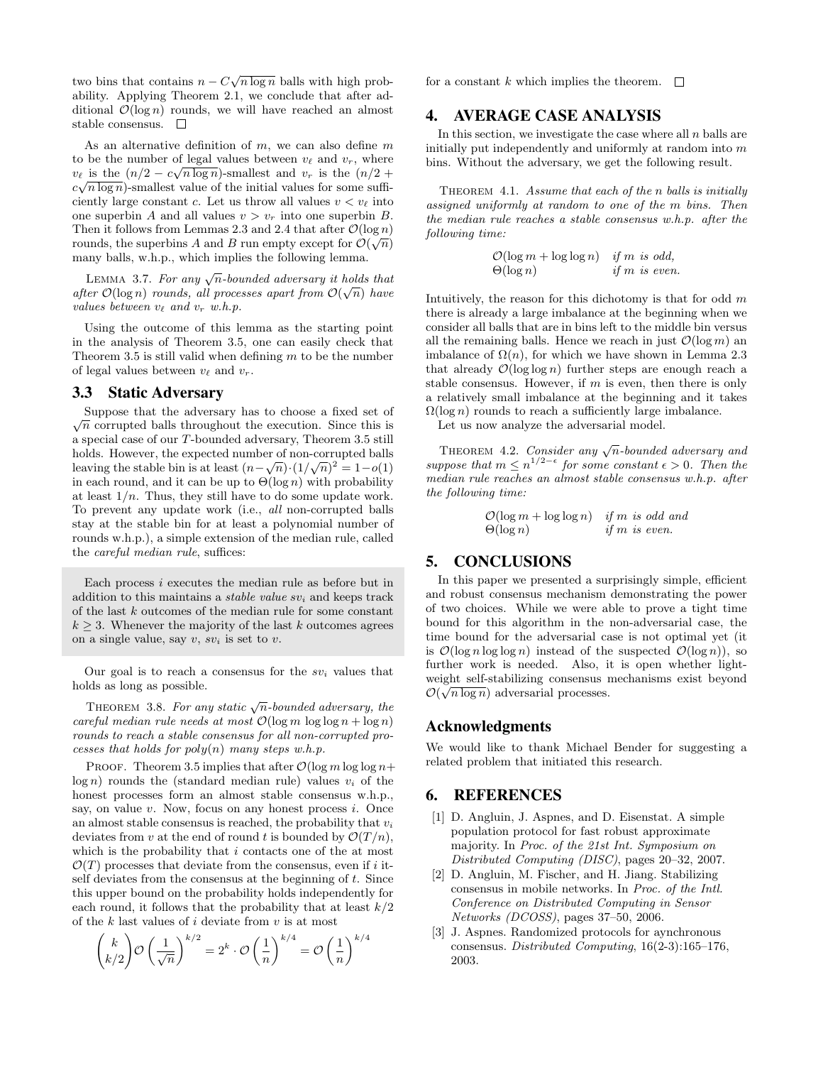two bins that contains $n - C\sqrt{n \log n}$ balls with high probability. Applying Theorem 2.1, we conclude that after additional $\mathcal{O}(\log n)$ rounds, we will have reached an almost stable consensus. □

As an alternative definition of $m$, we can also define $m$ to be the number of legal values between $v_\ell$ and $v_r$, where $v_\ell$ is the $(n/2 - c\sqrt{n \log n})$-smallest and $v_r$ is the $(n/2 + c\sqrt{n \log n})$-smallest value of the initial values for some sufficiently large constant $c$. Let us throw all values $v < v_\ell$ into one superbin $A$ and all values $v > v_r$ into one superbin $B$. Then it follows from Lemmas 2.3 and 2.4 that after $\mathcal{O}(\log n)$ rounds, the superbins $A$ and $B$ run empty except for $\mathcal{O}(\sqrt{n})$ many balls, w.h.p., which implies the following lemma.

Lemma 3.7. *For any $\sqrt{n}$-bounded adversary it holds that after $\mathcal{O}(\log n)$ rounds, all processes apart from $\mathcal{O}(\sqrt{n})$ have values between $v_\ell$ and $v_r$ w.h.p.*

Using the outcome of this lemma as the starting point in the analysis of Theorem 3.5, one can easily check that Theorem 3.5 is still valid when defining $m$ to be the number of legal values between $v_\ell$ and $v_r$.

### 3.3 Static Adversary

Suppose that the adversary has to choose a fixed set of $\sqrt{n}$ corrupted balls throughout the execution. Since this is a special case of our $T$-bounded adversary, Theorem 3.5 still holds. However, the expected number of non-corrupted balls leaving the stable bin is at least $(n - \sqrt{n}) \cdot (1/\sqrt{n})^2 = 1 - o(1)$ in each round, and it can be up to $\Theta(\log n)$ with probability at least $1/n$. Thus, they still have to do some update work. To prevent any update work (i.e., *all* non-corrupted balls stay at the stable bin for at least a polynomial number of rounds w.h.p.), a simple extension of the median rule, called the *careful median rule*, suffices:

> Each process $i$ executes the median rule as before but in addition to this maintains a *stable value* $sv_i$ and keeps track of the last $k$ outcomes of the median rule for some constant $k \geq 3$. Whenever the majority of the last $k$ outcomes agrees on a single value, say $v$, $sv_i$ is set to $v$.

Our goal is to reach a consensus for the $sv_i$ values that holds as long as possible.

Theorem 3.8. *For any static $\sqrt{n}$-bounded adversary, the careful median rule needs at most $\mathcal{O}(\log m \, \log\log n + \log n)$ rounds to reach a stable consensus for all non-corrupted processes that holds for poly$(n)$ many steps w.h.p.*

Proof. Theorem 3.5 implies that after $\mathcal{O}(\log m \log\log n + \log n)$ rounds the (standard median rule) values $v_i$ of the honest processes form an almost stable consensus w.h.p., say, on value $v$. Now, focus on any honest process $i$. Once an almost stable consensus is reached, the probability that $v_i$ deviates from $v$ at the end of round $t$ is bounded by $\mathcal{O}(T/n)$, which is the probability that $i$ contacts one of the at most $\mathcal{O}(T)$ processes that deviate from the consensus, even if $i$ itself deviates from the consensus at the beginning of $t$. Since this upper bound on the probability holds independently for each round, it follows that the probability that at least $k/2$ of the $k$ last values of $i$ deviate from $v$ is at most

$$\binom{k}{k/2} \mathcal{O}\left(\frac{1}{\sqrt{n}}\right)^{k/2} = 2^k \cdot \mathcal{O}\left(\frac{1}{n}\right)^{k/4} = \mathcal{O}\left(\frac{1}{n}\right)^{k/4}$$

for a constant $k$ which implies the theorem. □

## 4. AVERAGE CASE ANALYSIS

In this section, we investigate the case where all $n$ balls are initially put independently and uniformly at random into $m$ bins. Without the adversary, we get the following result.

Theorem 4.1. *Assume that each of the $n$ balls is initially assigned uniformly at random to one of the $m$ bins. Then the median rule reaches a stable consensus w.h.p. after the following time:*

$$\begin{array}{ll} \mathcal{O}(\log m + \log\log n) & \textit{if } m \textit{ is odd,} \\ \Theta(\log n) & \textit{if } m \textit{ is even.} \end{array}$$

Intuitively, the reason for this dichotomy is that for odd $m$ there is already a large imbalance at the beginning when we consider all balls that are in bins left to the middle bin versus all the remaining balls. Hence we reach in just $\mathcal{O}(\log m)$ an imbalance of $\Omega(n)$, for which we have shown in Lemma 2.3 that already $\mathcal{O}(\log\log n)$ further steps are enough reach a stable consensus. However, if $m$ is even, then there is only a relatively small imbalance at the beginning and it takes $\Omega(\log n)$ rounds to reach a sufficiently large imbalance.

Let us now analyze the adversarial model.

Theorem 4.2. *Consider any $\sqrt{n}$-bounded adversary and suppose that $m \leq n^{1/2-\epsilon}$ for some constant $\epsilon > 0$. Then the median rule reaches an almost stable consensus w.h.p. after the following time:*

$$\begin{array}{ll} \mathcal{O}(\log m + \log\log n) & \textit{if } m \textit{ is odd and} \\ \Theta(\log n) & \textit{if } m \textit{ is even.} \end{array}$$

## 5. CONCLUSIONS

In this paper we presented a surprisingly simple, efficient and robust consensus mechanism demonstrating the power of two choices. While we were able to prove a tight time bound for this algorithm in the non-adversarial case, the time bound for the adversarial case is not optimal yet (it is $\mathcal{O}(\log n \log\log n)$ instead of the suspected $\mathcal{O}(\log n)$), so further work is needed. Also, it is open whether lightweight self-stabilizing consensus mechanisms exist beyond $\mathcal{O}(\sqrt{n \log n})$ adversarial processes.

## Acknowledgments

We would like to thank Michael Bender for suggesting a related problem that initiated this research.

## 6. REFERENCES

[1] D. Angluin, J. Aspnes, and D. Eisenstat. A simple population protocol for fast robust approximate majority. In *Proc. of the 21st Int. Symposium on Distributed Computing (DISC)*, pages 20–32, 2007.

[2] D. Angluin, M. Fischer, and H. Jiang. Stabilizing consensus in mobile networks. In *Proc. of the Intl. Conference on Distributed Computing in Sensor Networks (DCOSS)*, pages 37–50, 2006.

[3] J. Aspnes. Randomized protocols for aynchronous consensus. *Distributed Computing*, 16(2-3):165–176, 2003.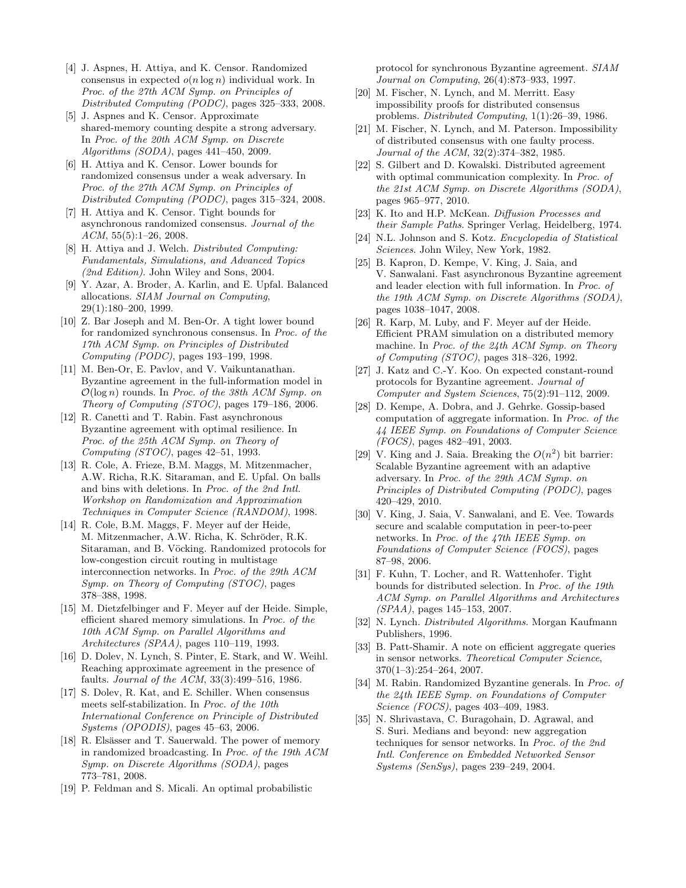- [4] J. Aspnes, H. Attiya, and K. Censor. Randomized consensus in expected $o(n \log n)$ individual work. In *Proc. of the 27th ACM Symp. on Principles of Distributed Computing (PODC)*, pages 325–333, 2008.
- [5] J. Aspnes and K. Censor. Approximate shared-memory counting despite a strong adversary. In *Proc. of the 20th ACM Symp. on Discrete Algorithms (SODA)*, pages 441–450, 2009.
- [6] H. Attiya and K. Censor. Lower bounds for randomized consensus under a weak adversary. In *Proc. of the 27th ACM Symp. on Principles of Distributed Computing (PODC)*, pages 315–324, 2008.
- [7] H. Attiya and K. Censor. Tight bounds for asynchronous randomized consensus. *Journal of the ACM*, 55(5):1–26, 2008.
- [8] H. Attiya and J. Welch. *Distributed Computing: Fundamentals, Simulations, and Advanced Topics (2nd Edition)*. John Wiley and Sons, 2004.
- [9] Y. Azar, A. Broder, A. Karlin, and E. Upfal. Balanced allocations. *SIAM Journal on Computing*, 29(1):180–200, 1999.
- [10] Z. Bar Joseph and M. Ben-Or. A tight lower bound for randomized synchronous consensus. In *Proc. of the 17th ACM Symp. on Principles of Distributed Computing (PODC)*, pages 193–199, 1998.
- [11] M. Ben-Or, E. Pavlov, and V. Vaikuntanathan. Byzantine agreement in the full-information model in $\mathcal{O}(\log n)$ rounds. In *Proc. of the 38th ACM Symp. on Theory of Computing (STOC)*, pages 179–186, 2006.
- [12] R. Canetti and T. Rabin. Fast asynchronous Byzantine agreement with optimal resilience. In *Proc. of the 25th ACM Symp. on Theory of Computing (STOC)*, pages 42–51, 1993.
- [13] R. Cole, A. Frieze, B.M. Maggs, M. Mitzenmacher, A.W. Richa, R.K. Sitaraman, and E. Upfal. On balls and bins with deletions. In *Proc. of the 2nd Intl. Workshop on Randomization and Approximation Techniques in Computer Science (RANDOM)*, 1998.
- [14] R. Cole, B.M. Maggs, F. Meyer auf der Heide, M. Mitzenmacher, A.W. Richa, K. Schröder, R.K. Sitaraman, and B. Vöcking. Randomized protocols for low-congestion circuit routing in multistage interconnection networks. In *Proc. of the 29th ACM Symp. on Theory of Computing (STOC)*, pages 378–388, 1998.
- [15] M. Dietzfelbinger and F. Meyer auf der Heide. Simple, efficient shared memory simulations. In *Proc. of the 10th ACM Symp. on Parallel Algorithms and Architectures (SPAA)*, pages 110–119, 1993.
- [16] D. Dolev, N. Lynch, S. Pinter, E. Stark, and W. Weihl. Reaching approximate agreement in the presence of faults. *Journal of the ACM*, 33(3):499–516, 1986.
- [17] S. Dolev, R. Kat, and E. Schiller. When consensus meets self-stabilization. In *Proc. of the 10th International Conference on Principle of Distributed Systems (OPODIS)*, pages 45–63, 2006.
- [18] R. Elsässer and T. Sauerwald. The power of memory in randomized broadcasting. In *Proc. of the 19th ACM Symp. on Discrete Algorithms (SODA)*, pages 773–781, 2008.
- [19] P. Feldman and S. Micali. An optimal probabilistic protocol for synchronous Byzantine agreement. *SIAM Journal on Computing*, 26(4):873–933, 1997.
- [20] M. Fischer, N. Lynch, and M. Merritt. Easy impossibility proofs for distributed consensus problems. *Distributed Computing*, 1(1):26–39, 1986.
- [21] M. Fischer, N. Lynch, and M. Paterson. Impossibility of distributed consensus with one faulty process. *Journal of the ACM*, 32(2):374–382, 1985.
- [22] S. Gilbert and D. Kowalski. Distributed agreement with optimal communication complexity. In *Proc. of the 21st ACM Symp. on Discrete Algorithms (SODA)*, pages 965–977, 2010.
- [23] K. Ito and H.P. McKean. *Diffusion Processes and their Sample Paths*. Springer Verlag, Heidelberg, 1974.
- [24] N.L. Johnson and S. Kotz. *Encyclopedia of Statistical Sciences*. John Wiley, New York, 1982.
- [25] B. Kapron, D. Kempe, V. King, J. Saia, and V. Sanwalani. Fast asynchronous Byzantine agreement and leader election with full information. In *Proc. of the 19th ACM Symp. on Discrete Algorithms (SODA)*, pages 1038–1047, 2008.
- [26] R. Karp, M. Luby, and F. Meyer auf der Heide. Efficient PRAM simulation on a distributed memory machine. In *Proc. of the 24th ACM Symp. on Theory of Computing (STOC)*, pages 318–326, 1992.
- [27] J. Katz and C.-Y. Koo. On expected constant-round protocols for Byzantine agreement. *Journal of Computer and System Sciences*, 75(2):91–112, 2009.
- [28] D. Kempe, A. Dobra, and J. Gehrke. Gossip-based computation of aggregate information. In *Proc. of the 44 IEEE Symp. on Foundations of Computer Science (FOCS)*, pages 482–491, 2003.
- [29] V. King and J. Saia. Breaking the $O(n^2)$ bit barrier: Scalable Byzantine agreement with an adaptive adversary. In *Proc. of the 29th ACM Symp. on Principles of Distributed Computing (PODC)*, pages 420–429, 2010.
- [30] V. King, J. Saia, V. Sanwalani, and E. Vee. Towards secure and scalable computation in peer-to-peer networks. In *Proc. of the 47th IEEE Symp. on Foundations of Computer Science (FOCS)*, pages 87–98, 2006.
- [31] F. Kuhn, T. Locher, and R. Wattenhofer. Tight bounds for distributed selection. In *Proc. of the 19th ACM Symp. on Parallel Algorithms and Architectures (SPAA)*, pages 145–153, 2007.
- [32] N. Lynch. *Distributed Algorithms*. Morgan Kaufmann Publishers, 1996.
- [33] B. Patt-Shamir. A note on efficient aggregate queries in sensor networks. *Theoretical Computer Science*, 370(1–3):254–264, 2007.
- [34] M. Rabin. Randomized Byzantine generals. In *Proc. of the 24th IEEE Symp. on Foundations of Computer Science (FOCS)*, pages 403–409, 1983.
- [35] N. Shrivastava, C. Buragohain, D. Agrawal, and S. Suri. Medians and beyond: new aggregation techniques for sensor networks. In *Proc. of the 2nd Intl. Conference on Embedded Networked Sensor Systems (SenSys)*, pages 239–249, 2004.